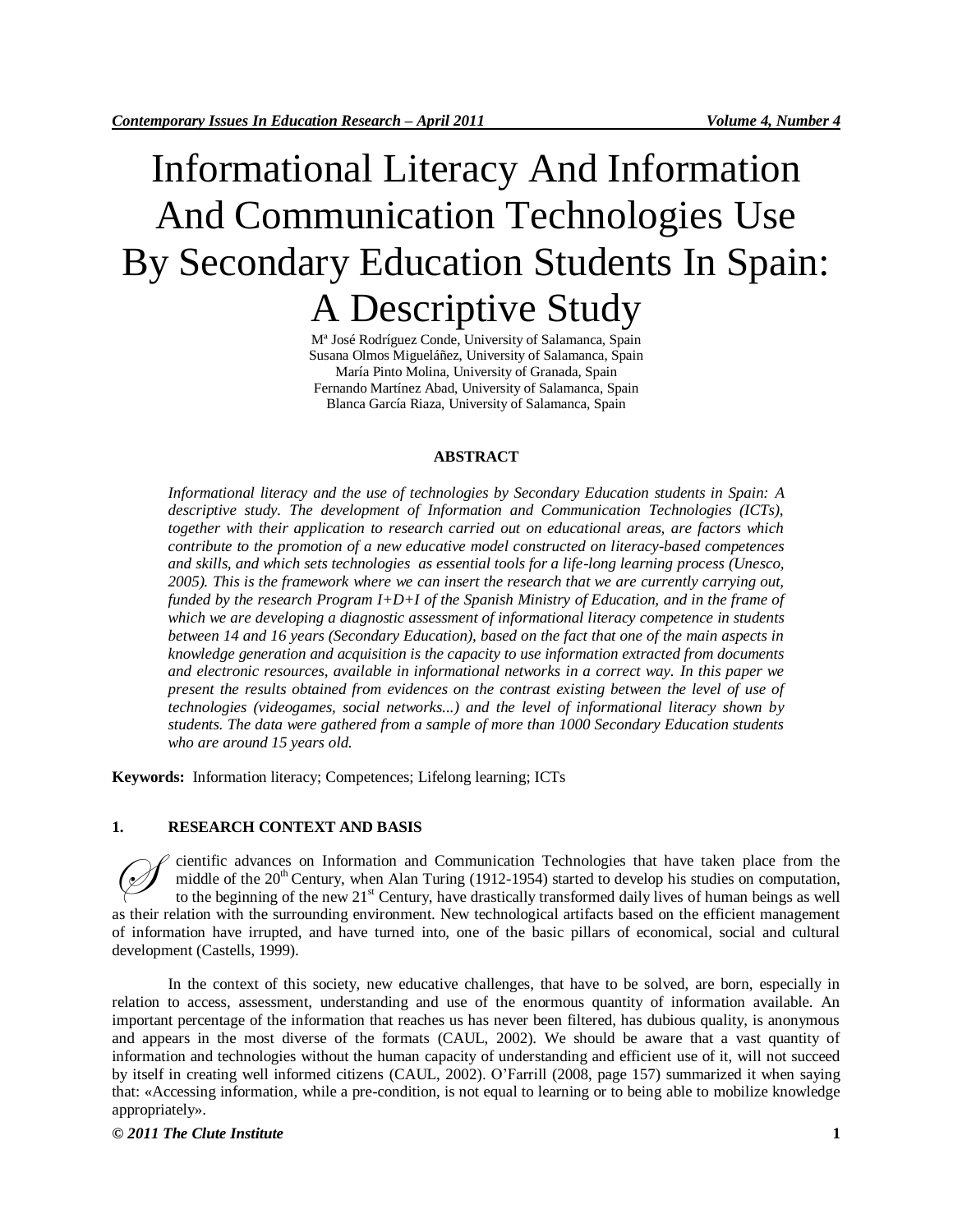# Informational Literacy And Information And Communication Technologies Use By Secondary Education Students In Spain: A Descriptive Study

Mª José Rodríguez Conde, University of Salamanca, Spain
Susana Olmos Migueláñez, University of Salamanca, Spain
María Pinto Molina, University of Granada, Spain
Fernando Martínez Abad, University of Salamanca, Spain
Blanca García Riaza, University of Salamanca, Spain

## ABSTRACT

*Informational literacy and the use of technologies by Secondary Education students in Spain: A descriptive study. The development of Information and Communication Technologies (ICTs), together with their application to research carried out on educational areas, are factors which contribute to the promotion of a new educative model constructed on literacy-based competences and skills, and which sets technologies as essential tools for a life-long learning process (Unesco, 2005). This is the framework where we can insert the research that we are currently carrying out, funded by the research Program I+D+I of the Spanish Ministry of Education, and in the frame of which we are developing a diagnostic assessment of informational literacy competence in students between 14 and 16 years (Secondary Education), based on the fact that one of the main aspects in knowledge generation and acquisition is the capacity to use information extracted from documents and electronic resources, available in informational networks in a correct way. In this paper we present the results obtained from evidences on the contrast existing between the level of use of technologies (videogames, social networks...) and the level of informational literacy shown by students. The data were gathered from a sample of more than 1000 Secondary Education students who are around 15 years old.*

**Keywords:** Information literacy; Competences; Lifelong learning; ICTs

## 1. RESEARCH CONTEXT AND BASIS

Scientific advances on Information and Communication Technologies that have taken place from the middle of the 20th Century, when Alan Turing (1912-1954) started to develop his studies on computation, to the beginning of the new 21st Century, have drastically transformed daily lives of human beings as well as their relation with the surrounding environment. New technological artifacts based on the efficient management of information have irrupted, and have turned into, one of the basic pillars of economical, social and cultural development (Castells, 1999).

In the context of this society, new educative challenges, that have to be solved, are born, especially in relation to access, assessment, understanding and use of the enormous quantity of information available. An important percentage of the information that reaches us has never been filtered, has dubious quality, is anonymous and appears in the most diverse of the formats (CAUL, 2002). We should be aware that a vast quantity of information and technologies without the human capacity of understanding and efficient use of it, will not succeed by itself in creating well informed citizens (CAUL, 2002). O'Farrill (2008, page 157) summarized it when saying that: «Accessing information, while a pre-condition, is not equal to learning or to being able to mobilize knowledge appropriately».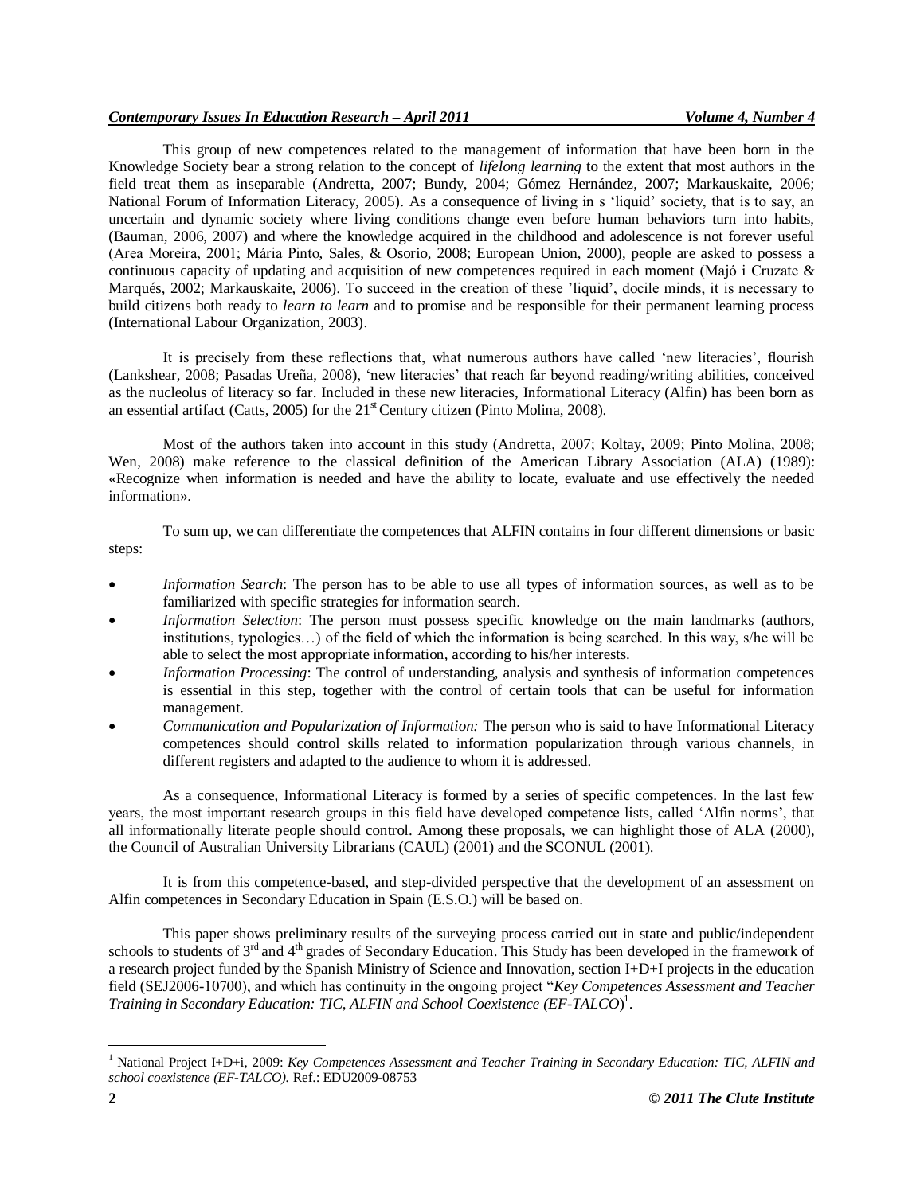This group of new competences related to the management of information that have been born in the Knowledge Society bear a strong relation to the concept of *lifelong learning* to the extent that most authors in the field treat them as inseparable (Andretta, 2007; Bundy, 2004; Gómez Hernández, 2007; Markauskaite, 2006; National Forum of Information Literacy, 2005). As a consequence of living in s 'liquid' society, that is to say, an uncertain and dynamic society where living conditions change even before human behaviors turn into habits, (Bauman, 2006, 2007) and where the knowledge acquired in the childhood and adolescence is not forever useful (Area Moreira, 2001; Mária Pinto, Sales, & Osorio, 2008; European Union, 2000), people are asked to possess a continuous capacity of updating and acquisition of new competences required in each moment (Majó i Cruzate & Marqués, 2002; Markauskaite, 2006). To succeed in the creation of these 'liquid', docile minds, it is necessary to build citizens both ready to *learn to learn* and to promise and be responsible for their permanent learning process (International Labour Organization, 2003).

It is precisely from these reflections that, what numerous authors have called 'new literacies', flourish (Lankshear, 2008; Pasadas Ureña, 2008), 'new literacies' that reach far beyond reading/writing abilities, conceived as the nucleolus of literacy so far. Included in these new literacies, Informational Literacy (Alfin) has been born as an essential artifact (Catts, 2005) for the 21st Century citizen (Pinto Molina, 2008).

Most of the authors taken into account in this study (Andretta, 2007; Koltay, 2009; Pinto Molina, 2008; Wen, 2008) make reference to the classical definition of the American Library Association (ALA) (1989): «Recognize when information is needed and have the ability to locate, evaluate and use effectively the needed information».

To sum up, we can differentiate the competences that ALFIN contains in four different dimensions or basic steps:

- *Information Search*: The person has to be able to use all types of information sources, as well as to be familiarized with specific strategies for information search.
- *Information Selection*: The person must possess specific knowledge on the main landmarks (authors, institutions, typologies…) of the field of which the information is being searched. In this way, s/he will be able to select the most appropriate information, according to his/her interests.
- *Information Processing*: The control of understanding, analysis and synthesis of information competences is essential in this step, together with the control of certain tools that can be useful for information management.
- *Communication and Popularization of Information:* The person who is said to have Informational Literacy competences should control skills related to information popularization through various channels, in different registers and adapted to the audience to whom it is addressed.

As a consequence, Informational Literacy is formed by a series of specific competences. In the last few years, the most important research groups in this field have developed competence lists, called 'Alfin norms', that all informationally literate people should control. Among these proposals, we can highlight those of ALA (2000), the Council of Australian University Librarians (CAUL) (2001) and the SCONUL (2001).

It is from this competence-based, and step-divided perspective that the development of an assessment on Alfin competences in Secondary Education in Spain (E.S.O.) will be based on.

This paper shows preliminary results of the surveying process carried out in state and public/independent schools to students of 3rd and 4th grades of Secondary Education. This Study has been developed in the framework of a research project funded by the Spanish Ministry of Science and Innovation, section I+D+I projects in the education field (SEJ2006-10700), and which has continuity in the ongoing project "*Key Competences Assessment and Teacher Training in Secondary Education: TIC, ALFIN and School Coexistence (EF-TALCO*)[1].

---

[1] National Project I+D+i, 2009: *Key Competences Assessment and Teacher Training in Secondary Education: TIC, ALFIN and school coexistence (EF-TALCO).* Ref.: EDU2009-08753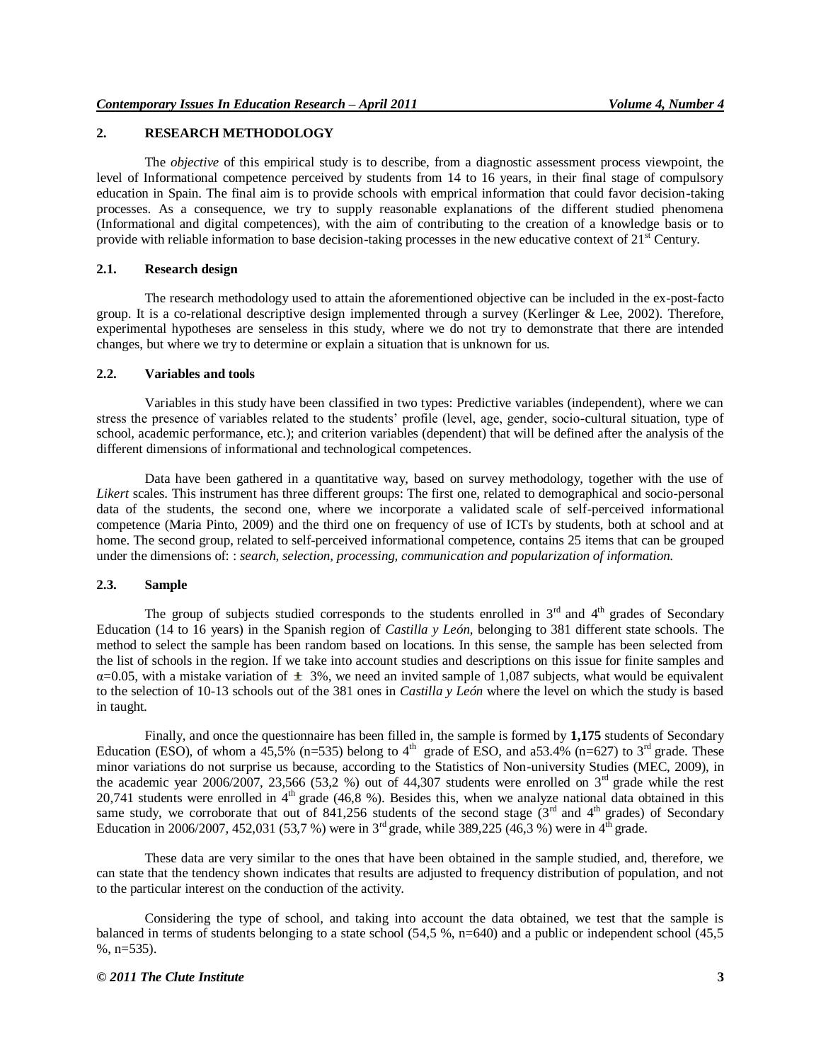## 2. RESEARCH METHODOLOGY

The *objective* of this empirical study is to describe, from a diagnostic assessment process viewpoint, the level of Informational competence perceived by students from 14 to 16 years, in their final stage of compulsory education in Spain. The final aim is to provide schools with emprical information that could favor decision-taking processes. As a consequence, we try to supply reasonable explanations of the different studied phenomena (Informational and digital competences), with the aim of contributing to the creation of a knowledge basis or to provide with reliable information to base decision-taking processes in the new educative context of 21st Century.

### 2.1. Research design

The research methodology used to attain the aforementioned objective can be included in the ex-post-facto group. It is a co-relational descriptive design implemented through a survey (Kerlinger & Lee, 2002). Therefore, experimental hypotheses are senseless in this study, where we do not try to demonstrate that there are intended changes, but where we try to determine or explain a situation that is unknown for us.

### 2.2. Variables and tools

Variables in this study have been classified in two types: Predictive variables (independent), where we can stress the presence of variables related to the students' profile (level, age, gender, socio-cultural situation, type of school, academic performance, etc.); and criterion variables (dependent) that will be defined after the analysis of the different dimensions of informational and technological competences.

Data have been gathered in a quantitative way, based on survey methodology, together with the use of *Likert* scales. This instrument has three different groups: The first one, related to demographical and socio-personal data of the students, the second one, where we incorporate a validated scale of self-perceived informational competence (Maria Pinto, 2009) and the third one on frequency of use of ICTs by students, both at school and at home. The second group, related to self-perceived informational competence, contains 25 items that can be grouped under the dimensions of: : *search, selection, processing, communication and popularization of information.*

### 2.3. Sample

The group of subjects studied corresponds to the students enrolled in 3rd and 4th grades of Secondary Education (14 to 16 years) in the Spanish region of *Castilla y León*, belonging to 381 different state schools. The method to select the sample has been random based on locations. In this sense, the sample has been selected from the list of schools in the region. If we take into account studies and descriptions on this issue for finite samples and $\alpha$=0.05, with a mistake variation of $\pm$ 3%, we need an invited sample of 1,087 subjects, what would be equivalent to the selection of 10-13 schools out of the 381 ones in *Castilla y León* where the level on which the study is based in taught.

Finally, and once the questionnaire has been filled in, the sample is formed by **1,175** students of Secondary Education (ESO), of whom a 45,5% (n=535) belong to 4th grade of ESO, and a53.4% (n=627) to 3rd grade. These minor variations do not surprise us because, according to the Statistics of Non-university Studies (MEC, 2009), in the academic year 2006/2007, 23,566 (53,2 %) out of 44,307 students were enrolled on 3rd grade while the rest 20,741 students were enrolled in 4th grade (46,8 %). Besides this, when we analyze national data obtained in this same study, we corroborate that out of 841,256 students of the second stage (3rd and 4th grades) of Secondary Education in 2006/2007, 452,031 (53,7 %) were in 3rd grade, while 389,225 (46,3 %) were in 4th grade.

These data are very similar to the ones that have been obtained in the sample studied, and, therefore, we can state that the tendency shown indicates that results are adjusted to frequency distribution of population, and not to the particular interest on the conduction of the activity.

Considering the type of school, and taking into account the data obtained, we test that the sample is balanced in terms of students belonging to a state school (54,5 %, n=640) and a public or independent school (45,5 %, n=535).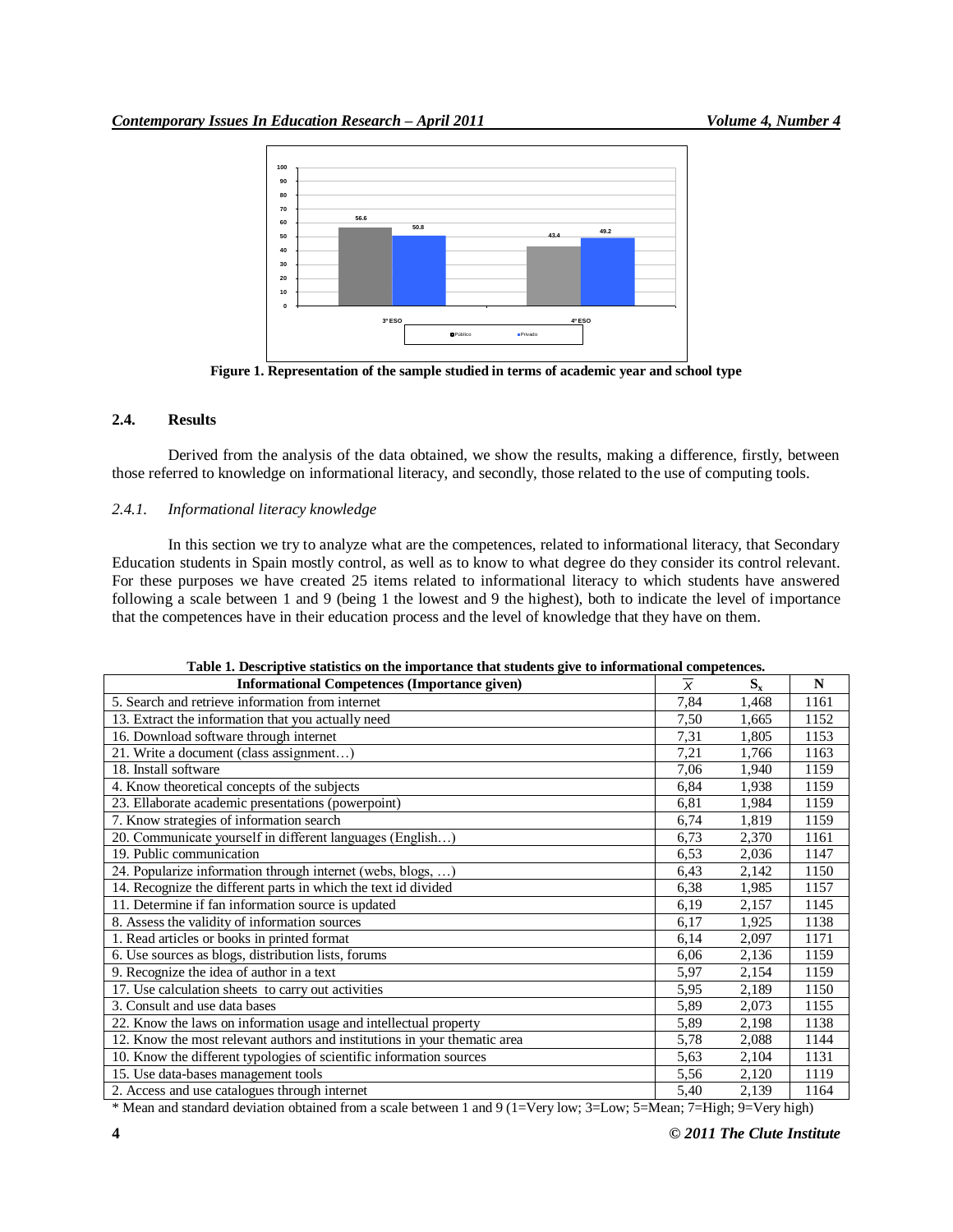Figure 1. Representation of the sample studied in terms of academic year and school type

### 2.4. Results

Derived from the analysis of the data obtained, we show the results, making a difference, firstly, between those referred to knowledge on informational literacy, and secondly, those related to the use of computing tools.

#### *2.4.1. Informational literacy knowledge*

In this section we try to analyze what are the competences, related to informational literacy, that Secondary Education students in Spain mostly control, as well as to know to what degree do they consider its control relevant. For these purposes we have created 25 items related to informational literacy to which students have answered following a scale between 1 and 9 (being 1 the lowest and 9 the highest), both to indicate the level of importance that the competences have in their education process and the level of knowledge that they have on them.

**Table 1. Descriptive statistics on the importance that students give to informational competences.**

| Informational Competences (Importance given) | $\bar{x}$ | $S_x$ | N |
|---|---|---|---|
| 5. Search and retrieve information from internet | 7,84 | 1,468 | 1161 |
| 13. Extract the information that you actually need | 7,50 | 1,665 | 1152 |
| 16. Download software through internet | 7,31 | 1,805 | 1153 |
| 21. Write a document (class assignment…) | 7,21 | 1,766 | 1163 |
| 18. Install software | 7,06 | 1,940 | 1159 |
| 4. Know theoretical concepts of the subjects | 6,84 | 1,938 | 1159 |
| 23. Ellaborate academic presentations (powerpoint) | 6,81 | 1,984 | 1159 |
| 7. Know strategies of information search | 6,74 | 1,819 | 1159 |
| 20. Communicate yourself in different languages (English…) | 6,73 | 2,370 | 1161 |
| 19. Public communication | 6,53 | 2,036 | 1147 |
| 24. Popularize information through internet (webs, blogs, …) | 6,43 | 2,142 | 1150 |
| 14. Recognize the different parts in which the text id divided | 6,38 | 1,985 | 1157 |
| 11. Determine if fan information source is updated | 6,19 | 2,157 | 1145 |
| 8. Assess the validity of information sources | 6,17 | 1,925 | 1138 |
| 1. Read articles or books in printed format | 6,14 | 2,097 | 1171 |
| 6. Use sources as blogs, distribution lists, forums | 6,06 | 2,136 | 1159 |
| 9. Recognize the idea of author in a text | 5,97 | 2,154 | 1159 |
| 17. Use calculation sheets to carry out activities | 5,95 | 2,189 | 1150 |
| 3. Consult and use data bases | 5,89 | 2,073 | 1155 |
| 22. Know the laws on information usage and intellectual property | 5,89 | 2,198 | 1138 |
| 12. Know the most relevant authors and institutions in your thematic area | 5,78 | 2,088 | 1144 |
| 10. Know the different typologies of scientific information sources | 5,63 | 2,104 | 1131 |
| 15. Use data-bases management tools | 5,56 | 2,120 | 1119 |
| 2. Access and use catalogues through internet | 5,40 | 2,139 | 1164 |

* Mean and standard deviation obtained from a scale between 1 and 9 (1=Very low; 3=Low; 5=Mean; 7=High; 9=Very high)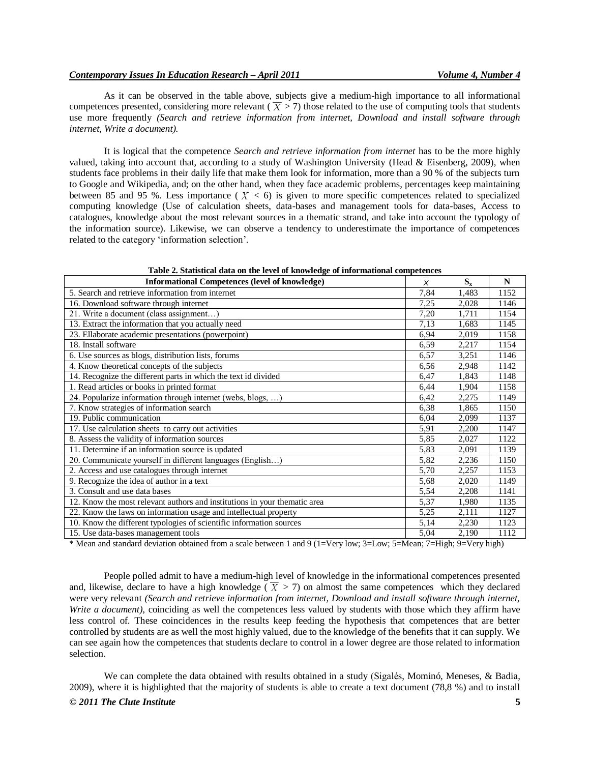As it can be observed in the table above, subjects give a medium-high importance to all informational competences presented, considering more relevant ( $\overline{X}$ > 7) those related to the use of computing tools that students use more frequently *(Search and retrieve information from internet, Download and install software through internet, Write a document).*

It is logical that the competence *Search and retrieve information from internet* has to be the more highly valued, taking into account that, according to a study of Washington University (Head & Eisenberg, 2009), when students face problems in their daily life that make them look for information, more than a 90 % of the subjects turn to Google and Wikipedia, and; on the other hand, when they face academic problems, percentages keep maintaining between 85 and 95 %. Less importance ( $\overline{X}$ < 6) is given to more specific competences related to specialized computing knowledge (Use of calculation sheets, data-bases and management tools for data-bases, Access to catalogues, knowledge about the most relevant sources in a thematic strand, and take into account the typology of the information source). Likewise, we can observe a tendency to underestimate the importance of competences related to the category 'information selection'.

**Table 2. Statistical data on the level of knowledge of informational competences**

| Informational Competences (level of knowledge) | $\overline{X}$ | $S_x$ | N |
|---|---|---|---|
| 5. Search and retrieve information from internet | 7,84 | 1,483 | 1152 |
| 16. Download software through internet | 7,25 | 2,028 | 1146 |
| 21. Write a document (class assignment…) | 7,20 | 1,711 | 1154 |
| 13. Extract the information that you actually need | 7,13 | 1,683 | 1145 |
| 23. Ellaborate academic presentations (powerpoint) | 6,94 | 2,019 | 1158 |
| 18. Install software | 6,59 | 2,217 | 1154 |
| 6. Use sources as blogs, distribution lists, forums | 6,57 | 3,251 | 1146 |
| 4. Know theoretical concepts of the subjects | 6,56 | 2,948 | 1142 |
| 14. Recognize the different parts in which the text id divided | 6,47 | 1,843 | 1148 |
| 1. Read articles or books in printed format | 6,44 | 1,904 | 1158 |
| 24. Popularize information through internet (webs, blogs, …) | 6,42 | 2,275 | 1149 |
| 7. Know strategies of information search | 6,38 | 1,865 | 1150 |
| 19. Public communication | 6,04 | 2,099 | 1137 |
| 17. Use calculation sheets to carry out activities | 5,91 | 2,200 | 1147 |
| 8. Assess the validity of information sources | 5,85 | 2,027 | 1122 |
| 11. Determine if an information source is updated | 5,83 | 2,091 | 1139 |
| 20. Communicate yourself in different languages (English…) | 5,82 | 2,236 | 1150 |
| 2. Access and use catalogues through internet | 5,70 | 2,257 | 1153 |
| 9. Recognize the idea of author in a text | 5,68 | 2,020 | 1149 |
| 3. Consult and use data bases | 5,54 | 2,208 | 1141 |
| 12. Know the most relevant authors and institutions in your thematic area | 5,37 | 1,980 | 1135 |
| 22. Know the laws on information usage and intellectual property | 5,25 | 2,111 | 1127 |
| 10. Know the different typologies of scientific information sources | 5,14 | 2,230 | 1123 |
| 15. Use data-bases management tools | 5,04 | 2,190 | 1112 |

\* Mean and standard deviation obtained from a scale between 1 and 9 (1=Very low; 3=Low; 5=Mean; 7=High; 9=Very high)

People polled admit to have a medium-high level of knowledge in the informational competences presented and, likewise, declare to have a high knowledge ( $\overline{X}$ > 7) on almost the same competences which they declared were very relevant *(Search and retrieve information from internet, Download and install software through internet, Write a document),* coinciding as well the competences less valued by students with those which they affirm have less control of. These coincidences in the results keep feeding the hypothesis that competences that are better controlled by students are as well the most highly valued, due to the knowledge of the benefits that it can supply. We can see again how the competences that students declare to control in a lower degree are those related to information selection.

We can complete the data obtained with results obtained in a study (Sigalés, Mominó, Meneses, & Badia, 2009), where it is highlighted that the majority of students is able to create a text document (78,8 %) and to install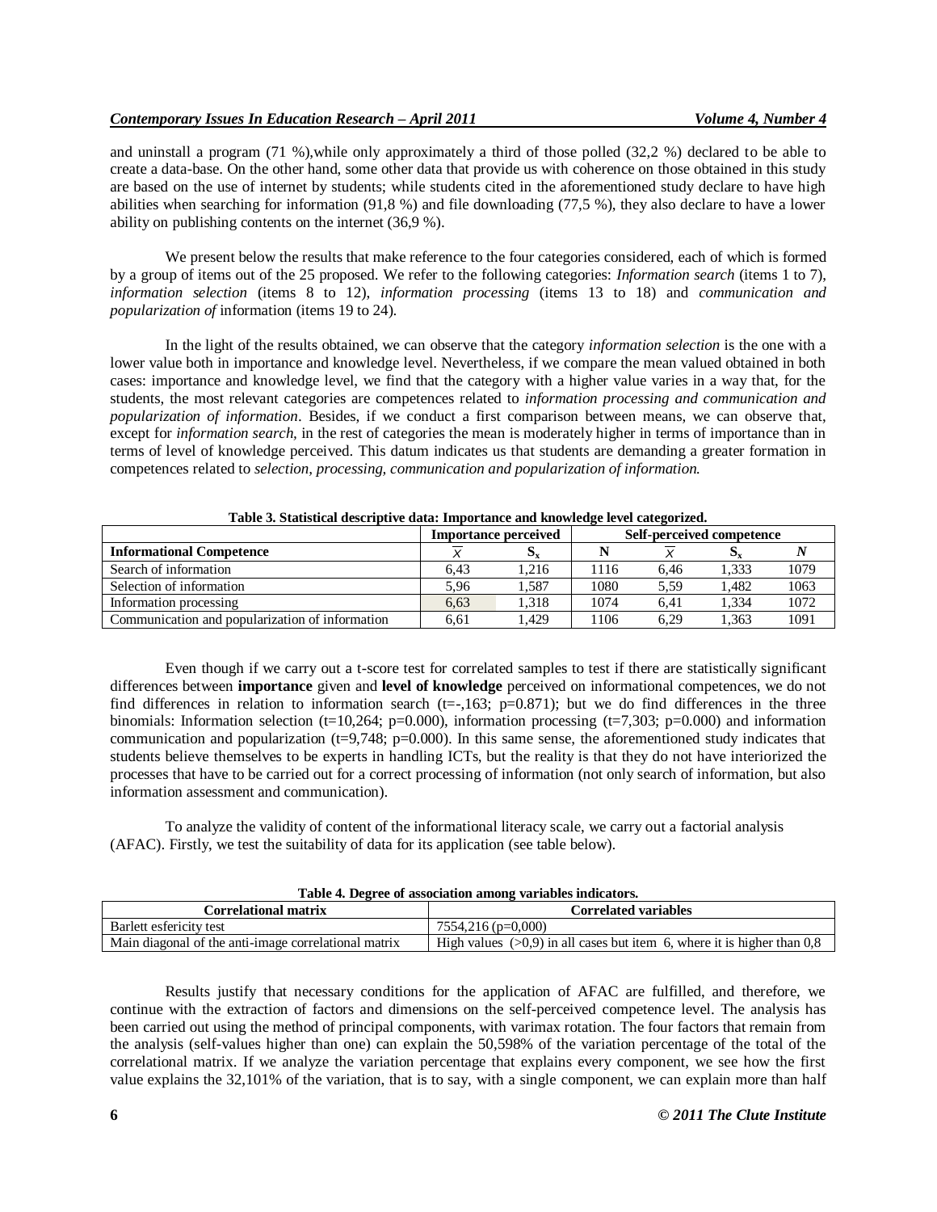and uninstall a program (71 %),while only approximately a third of those polled (32,2 %) declared to be able to create a data-base. On the other hand, some other data that provide us with coherence on those obtained in this study are based on the use of internet by students; while students cited in the aforementioned study declare to have high abilities when searching for information (91,8 %) and file downloading (77,5 %), they also declare to have a lower ability on publishing contents on the internet (36,9 %).

We present below the results that make reference to the four categories considered, each of which is formed by a group of items out of the 25 proposed. We refer to the following categories: *Information search* (items 1 to 7), *information selection* (items 8 to 12), *information processing* (items 13 to 18) and *communication and popularization of* information (items 19 to 24).

In the light of the results obtained, we can observe that the category *information selection* is the one with a lower value both in importance and knowledge level. Nevertheless, if we compare the mean valued obtained in both cases: importance and knowledge level, we find that the category with a higher value varies in a way that, for the students, the most relevant categories are competences related to *information processing and communication and popularization of information*. Besides, if we conduct a first comparison between means, we can observe that, except for *information search,* in the rest of categories the mean is moderately higher in terms of importance than in terms of level of knowledge perceived. This datum indicates us that students are demanding a greater formation in competences related to *selection, processing, communication and popularization of information.*

**Table 3. Statistical descriptive data: Importance and knowledge level categorized.**

| | Importance perceived | | | Self-perceived competence | | |
|---|---|---|---|---|---|---|
| **Informational Competence** | $\bar{X}$ | $S_x$ | **N** | $\bar{X}$ | $S_x$ | ***N*** |
| Search of information | 6,43 | 1,216 | 1116 | 6,46 | 1,333 | 1079 |
| Selection of information | 5,96 | 1,587 | 1080 | 5,59 | 1,482 | 1063 |
| Information processing | 6,63 | 1,318 | 1074 | 6,41 | 1,334 | 1072 |
| Communication and popularization of information | 6,61 | 1,429 | 1106 | 6,29 | 1,363 | 1091 |

Even though if we carry out a t-score test for correlated samples to test if there are statistically significant differences between **importance** given and **level of knowledge** perceived on informational competences, we do not find differences in relation to information search (t=-,163; p=0.871); but we do find differences in the three binomials: Information selection (t=10,264; p=0.000), information processing (t=7,303; p=0.000) and information communication and popularization (t=9,748; p=0.000). In this same sense, the aforementioned study indicates that students believe themselves to be experts in handling ICTs, but the reality is that they do not have interiorized the processes that have to be carried out for a correct processing of information (not only search of information, but also information assessment and communication).

To analyze the validity of content of the informational literacy scale, we carry out a factorial analysis (AFAC). Firstly, we test the suitability of data for its application (see table below).

**Table 4. Degree of association among variables indicators.**

| Correlational matrix | Correlated variables |
|---|---|
| Barlett esfericity test | 7554,216 (p=0,000) |
| Main diagonal of the anti-image correlational matrix | High values (>0,9) in all cases but item 6, where it is higher than 0,8 |

Results justify that necessary conditions for the application of AFAC are fulfilled, and therefore, we continue with the extraction of factors and dimensions on the self-perceived competence level. The analysis has been carried out using the method of principal components, with varimax rotation. The four factors that remain from the analysis (self-values higher than one) can explain the 50,598% of the variation percentage of the total of the correlational matrix. If we analyze the variation percentage that explains every component, we see how the first value explains the 32,101% of the variation, that is to say, with a single component, we can explain more than half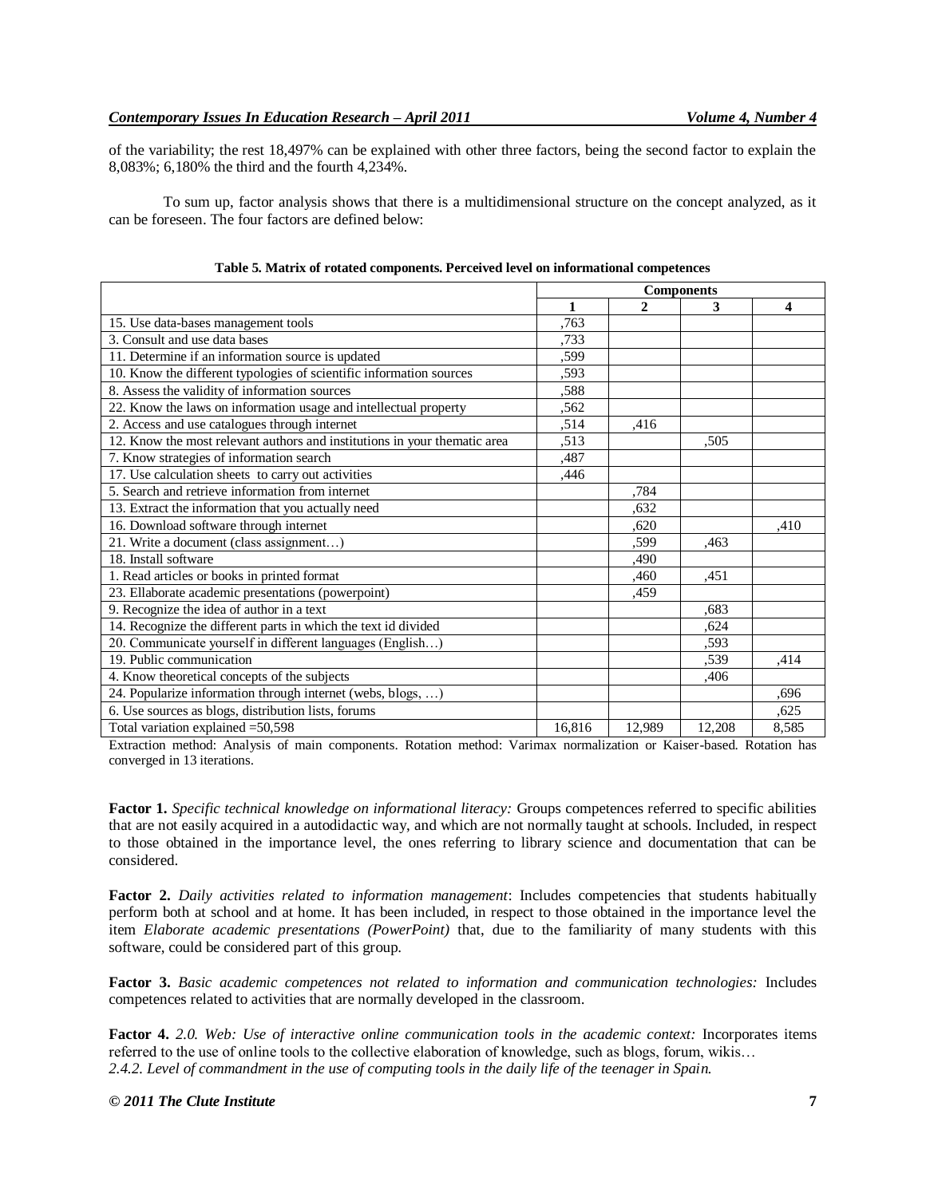of the variability; the rest 18,497% can be explained with other three factors, being the second factor to explain the 8,083%; 6,180% the third and the fourth 4,234%.

To sum up, factor analysis shows that there is a multidimensional structure on the concept analyzed, as it can be foreseen. The four factors are defined below:

**Table 5. Matrix of rotated components. Perceived level on informational competences**

| | Components | | | |
|---|---|---|---|---|
| | 1 | 2 | 3 | 4 |
| 15. Use data-bases management tools | ,763 | | | |
| 3. Consult and use data bases | ,733 | | | |
| 11. Determine if an information source is updated | ,599 | | | |
| 10. Know the different typologies of scientific information sources | ,593 | | | |
| 8. Assess the validity of information sources | ,588 | | | |
| 22. Know the laws on information usage and intellectual property | ,562 | | | |
| 2. Access and use catalogues through internet | ,514 | ,416 | | |
| 12. Know the most relevant authors and institutions in your thematic area | ,513 | | ,505 | |
| 7. Know strategies of information search | ,487 | | | |
| 17. Use calculation sheets to carry out activities | ,446 | | | |
| 5. Search and retrieve information from internet | | ,784 | | |
| 13. Extract the information that you actually need | | ,632 | | |
| 16. Download software through internet | | ,620 | | ,410 |
| 21. Write a document (class assignment…) | | ,599 | ,463 | |
| 18. Install software | | ,490 | | |
| 1. Read articles or books in printed format | | ,460 | ,451 | |
| 23. Ellaborate academic presentations (powerpoint) | | ,459 | | |
| 9. Recognize the idea of author in a text | | | ,683 | |
| 14. Recognize the different parts in which the text id divided | | | ,624 | |
| 20. Communicate yourself in different languages (English…) | | | ,593 | |
| 19. Public communication | | | ,539 | ,414 |
| 4. Know theoretical concepts of the subjects | | | ,406 | |
| 24. Popularize information through internet (webs, blogs, …) | | | | ,696 |
| 6. Use sources as blogs, distribution lists, forums | | | | ,625 |
| Total variation explained =50,598 | 16,816 | 12,989 | 12,208 | 8,585 |

Extraction method: Analysis of main components. Rotation method: Varimax normalization or Kaiser-based. Rotation has converged in 13 iterations.

**Factor 1.** *Specific technical knowledge on informational literacy:* Groups competences referred to specific abilities that are not easily acquired in a autodidactic way, and which are not normally taught at schools. Included, in respect to those obtained in the importance level, the ones referring to library science and documentation that can be considered.

**Factor 2.** *Daily activities related to information management*: Includes competencies that students habitually perform both at school and at home. It has been included, in respect to those obtained in the importance level the item *Elaborate academic presentations (PowerPoint)* that, due to the familiarity of many students with this software, could be considered part of this group.

**Factor 3.** *Basic academic competences not related to information and communication technologies:* Includes competences related to activities that are normally developed in the classroom.

**Factor 4.** *2.0. Web: Use of interactive online communication tools in the academic context:* Incorporates items referred to the use of online tools to the collective elaboration of knowledge, such as blogs, forum, wikis…

*2.4.2. Level of commandment in the use of computing tools in the daily life of the teenager in Spain.*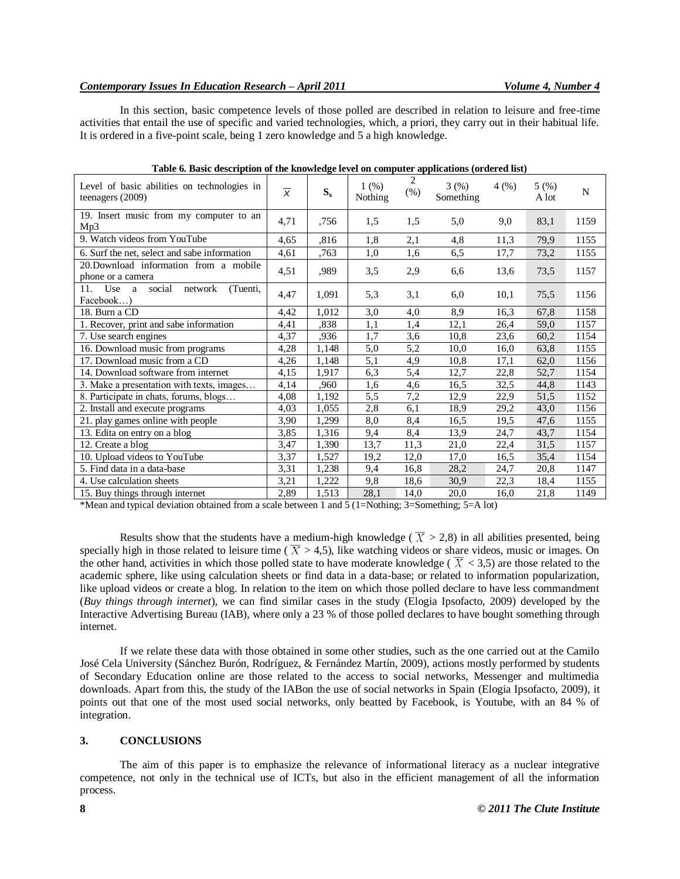In this section, basic competence levels of those polled are described in relation to leisure and free-time activities that entail the use of specific and varied technologies, which, a priori, they carry out in their habitual life. It is ordered in a five-point scale, being 1 zero knowledge and 5 a high knowledge.

**Table 6. Basic description of the knowledge level on computer applications (ordered list)**

| Level of basic abilities on technologies in teenagers (2009) | $\overline{X}$ | $S_x$ | 1 (%) Nothing | 2 (%) | 3 (%) Something | 4 (%) | 5 (%) A lot | N |
|---|---|---|---|---|---|---|---|---|
| 19. Insert music from my computer to an Mp3 | 4,71 | ,756 | 1,5 | 1,5 | 5,0 | 9,0 | 83,1 | 1159 |
| 9. Watch videos from YouTube | 4,65 | ,816 | 1,8 | 2,1 | 4,8 | 11,3 | 79,9 | 1155 |
| 6. Surf the net, select and sabe information | 4,61 | ,763 | 1,0 | 1,6 | 6,5 | 17,7 | 73,2 | 1155 |
| 20.Download information from a mobile phone or a camera | 4,51 | ,989 | 3,5 | 2,9 | 6,6 | 13,6 | 73,5 | 1157 |
| 11. Use a social network (Tuenti, Facebook…) | 4,47 | 1,091 | 5,3 | 3,1 | 6,0 | 10,1 | 75,5 | 1156 |
| 18. Burn a CD | 4,42 | 1,012 | 3,0 | 4,0 | 8,9 | 16,3 | 67,8 | 1158 |
| 1. Recover, print and sabe information | 4,41 | ,838 | 1,1 | 1,4 | 12,1 | 26,4 | 59,0 | 1157 |
| 7. Use search engines | 4,37 | ,936 | 1,7 | 3,6 | 10,8 | 23,6 | 60,2 | 1154 |
| 16. Download music from programs | 4,28 | 1,148 | 5,0 | 5,2 | 10,0 | 16,0 | 63,8 | 1155 |
| 17. Download music from a CD | 4,26 | 1,148 | 5,1 | 4,9 | 10,8 | 17,1 | 62,0 | 1156 |
| 14. Download software from internet | 4,15 | 1,917 | 6,3 | 5,4 | 12,7 | 22,8 | 52,7 | 1154 |
| 3. Make a presentation with texts, images… | 4,14 | ,960 | 1,6 | 4,6 | 16,5 | 32,5 | 44,8 | 1143 |
| 8. Participate in chats, forums, blogs… | 4,08 | 1,192 | 5,5 | 7,2 | 12,9 | 22,9 | 51,5 | 1152 |
| 2. Install and execute programs | 4,03 | 1,055 | 2,8 | 6,1 | 18,9 | 29,2 | 43,0 | 1156 |
| 21. play games online with people | 3,90 | 1,299 | 8,0 | 8,4 | 16,5 | 19,5 | 47,6 | 1155 |
| 13. Edita on entry on a blog | 3,85 | 1,316 | 9,4 | 8,4 | 13,9 | 24,7 | 43,7 | 1154 |
| 12. Create a blog | 3,47 | 1,390 | 13,7 | 11,3 | 21,0 | 22,4 | 31,5 | 1157 |
| 10. Upload videos to YouTube | 3,37 | 1,527 | 19,2 | 12,0 | 17,0 | 16,5 | 35,4 | 1154 |
| 5. Find data in a data-base | 3,31 | 1,238 | 9,4 | 16,8 | 28,2 | 24,7 | 20,8 | 1147 |
| 4. Use calculation sheets | 3,21 | 1,222 | 9,8 | 18,6 | 30,9 | 22,3 | 18,4 | 1155 |
| 15. Buy things through internet | 2,89 | 1,513 | 28,1 | 14,0 | 20,0 | 16,0 | 21,8 | 1149 |

*Mean and typical deviation obtained from a scale between 1 and 5 (1=Nothing; 3=Something; 5=A lot)

Results show that the students have a medium-high knowledge ( $\overline{X} > 2{,}8$) in all abilities presented, being specially high in those related to leisure time ( $\overline{X} > 4{,}5$), like watching videos or share videos, music or images. On the other hand, activities in which those polled state to have moderate knowledge ( $\overline{X} < 3{,}5$) are those related to the academic sphere, like using calculation sheets or find data in a data-base; or related to information popularization, like upload videos or create a blog. In relation to the item on which those polled declare to have less commandment (*Buy things through internet*), we can find similar cases in the study (Elogia Ipsofacto, 2009) developed by the Interactive Advertising Bureau (IAB), where only a 23 % of those polled declares to have bought something through internet.

If we relate these data with those obtained in some other studies, such as the one carried out at the Camilo José Cela University (Sánchez Burón, Rodríguez, & Fernández Martín, 2009), actions mostly performed by students of Secondary Education online are those related to the access to social networks, Messenger and multimedia downloads. Apart from this, the study of the IABon the use of social networks in Spain (Elogia Ipsofacto, 2009), it points out that one of the most used social networks, only beatted by Facebook, is Youtube, with an 84 % of integration.

## 3. CONCLUSIONS

The aim of this paper is to emphasize the relevance of informational literacy as a nuclear integrative competence, not only in the technical use of ICTs, but also in the efficient management of all the information process.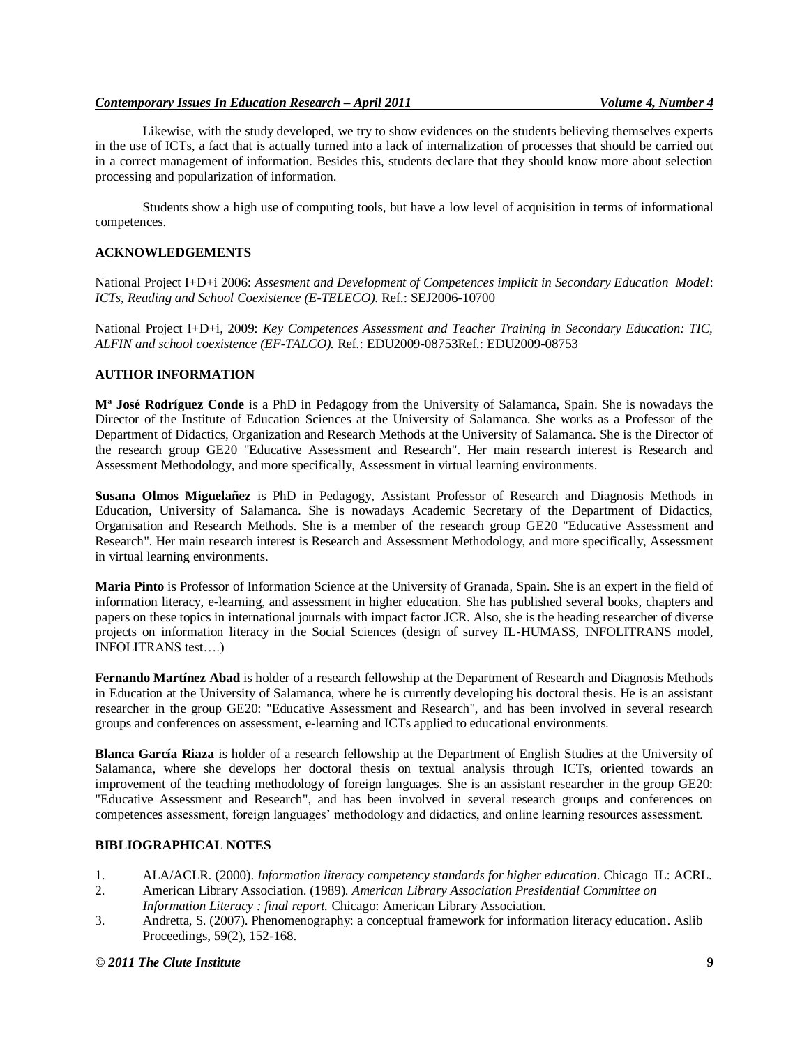Likewise, with the study developed, we try to show evidences on the students believing themselves experts in the use of ICTs, a fact that is actually turned into a lack of internalization of processes that should be carried out in a correct management of information. Besides this, students declare that they should know more about selection processing and popularization of information.

Students show a high use of computing tools, but have a low level of acquisition in terms of informational competences.

## ACKNOWLEDGEMENTS

National Project I+D+i 2006: *Assesment and Development of Competences implicit in Secondary Education Model*: *ICTs, Reading and School Coexistence (E-TELECO).* Ref.: SEJ2006-10700

National Project I+D+i, 2009: *Key Competences Assessment and Teacher Training in Secondary Education: TIC, ALFIN and school coexistence (EF-TALCO).* Ref.: EDU2009-08753Ref.: EDU2009-08753

## AUTHOR INFORMATION

**Mª José Rodríguez Conde** is a PhD in Pedagogy from the University of Salamanca, Spain. She is nowadays the Director of the Institute of Education Sciences at the University of Salamanca. She works as a Professor of the Department of Didactics, Organization and Research Methods at the University of Salamanca. She is the Director of the research group GE20 "Educative Assessment and Research". Her main research interest is Research and Assessment Methodology, and more specifically, Assessment in virtual learning environments.

**Susana Olmos Miguelañez** is PhD in Pedagogy, Assistant Professor of Research and Diagnosis Methods in Education, University of Salamanca. She is nowadays Academic Secretary of the Department of Didactics, Organisation and Research Methods. She is a member of the research group GE20 "Educative Assessment and Research". Her main research interest is Research and Assessment Methodology, and more specifically, Assessment in virtual learning environments.

**Maria Pinto** is Professor of Information Science at the University of Granada, Spain. She is an expert in the field of information literacy, e-learning, and assessment in higher education. She has published several books, chapters and papers on these topics in international journals with impact factor JCR. Also, she is the heading researcher of diverse projects on information literacy in the Social Sciences (design of survey IL-HUMASS, INFOLITRANS model, INFOLITRANS test….)

**Fernando Martínez Abad** is holder of a research fellowship at the Department of Research and Diagnosis Methods in Education at the University of Salamanca, where he is currently developing his doctoral thesis. He is an assistant researcher in the group GE20: "Educative Assessment and Research", and has been involved in several research groups and conferences on assessment, e-learning and ICTs applied to educational environments.

**Blanca García Riaza** is holder of a research fellowship at the Department of English Studies at the University of Salamanca, where she develops her doctoral thesis on textual analysis through ICTs, oriented towards an improvement of the teaching methodology of foreign languages. She is an assistant researcher in the group GE20: "Educative Assessment and Research", and has been involved in several research groups and conferences on competences assessment, foreign languages' methodology and didactics, and online learning resources assessment.

## BIBLIOGRAPHICAL NOTES

1. ALA/ACLR. (2000). *Information literacy competency standards for higher education*. Chicago IL: ACRL.
2. American Library Association. (1989). *American Library Association Presidential Committee on Information Literacy : final report.* Chicago: American Library Association.
3. Andretta, S. (2007). Phenomenography: a conceptual framework for information literacy education. Aslib Proceedings, 59(2), 152-168.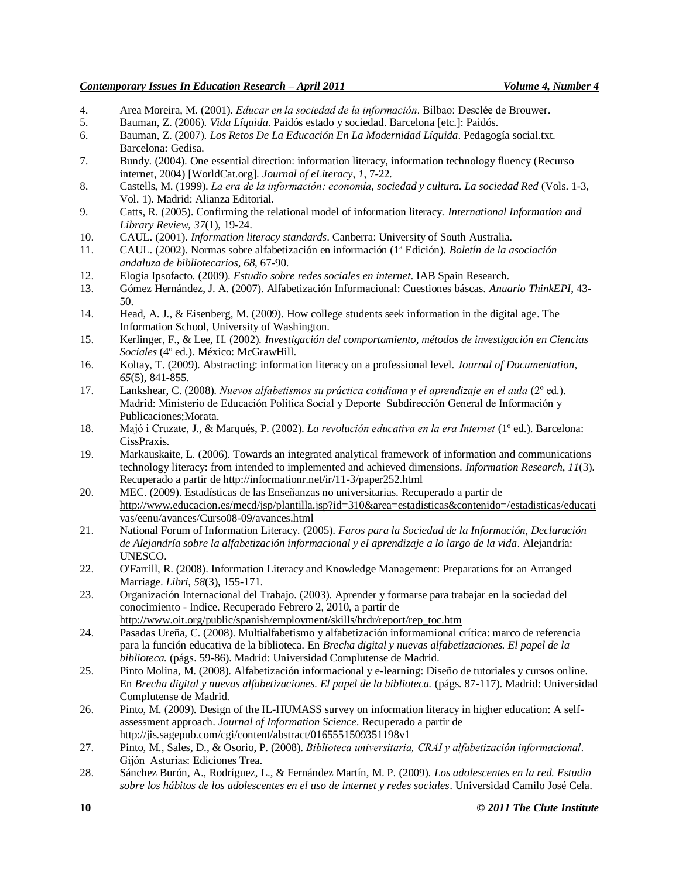4. Area Moreira, M. (2001). *Educar en la sociedad de la información*. Bilbao: Desclée de Brouwer.
5. Bauman, Z. (2006). *Vida Líquida*. Paidós estado y sociedad. Barcelona [etc.]: Paidós.
6. Bauman, Z. (2007). *Los Retos De La Educación En La Modernidad Líquida*. Pedagogía social.txt. Barcelona: Gedisa.
7. Bundy. (2004). One essential direction: information literacy, information technology fluency (Recurso internet, 2004) [WorldCat.org]. *Journal of eLiteracy, 1*, 7-22.
8. Castells, M. (1999). *La era de la información: economía, sociedad y cultura. La sociedad Red* (Vols. 1-3, Vol. 1). Madrid: Alianza Editorial.
9. Catts, R. (2005). Confirming the relational model of information literacy. *International Information and Library Review, 37*(1), 19-24.
10. CAUL. (2001). *Information literacy standards*. Canberra: University of South Australia.
11. CAUL. (2002). Normas sobre alfabetización en información (1ª Edición). *Boletín de la asociación andaluza de bibliotecarios, 68*, 67-90.
12. Elogia Ipsofacto. (2009). *Estudio sobre redes sociales en internet*. IAB Spain Research.
13. Gómez Hernández, J. A. (2007). Alfabetización Informacional: Cuestiones báscas. *Anuario ThinkEPI*, 43-50.
14. Head, A. J., & Eisenberg, M. (2009). How college students seek information in the digital age. The Information School, University of Washington.
15. Kerlinger, F., & Lee, H. (2002). *Investigación del comportamiento, métodos de investigación en Ciencias Sociales* (4º ed.). México: McGrawHill.
16. Koltay, T. (2009). Abstracting: information literacy on a professional level. *Journal of Documentation, 65*(5), 841-855.
17. Lankshear, C. (2008). *Nuevos alfabetismos su práctica cotidiana y el aprendizaje en el aula* (2º ed.). Madrid: Ministerio de Educación Política Social y Deporte Subdirección General de Información y Publicaciones;Morata.
18. Majó i Cruzate, J., & Marqués, P. (2002). *La revolución educativa en la era Internet* (1º ed.). Barcelona: CissPraxis.
19. Markauskaite, L. (2006). Towards an integrated analytical framework of information and communications technology literacy: from intended to implemented and achieved dimensions. *Information Research, 11*(3). Recuperado a partir de http://informationr.net/ir/11-3/paper252.html
20. MEC. (2009). Estadísticas de las Enseñanzas no universitarias. Recuperado a partir de http://www.educacion.es/mecd/jsp/plantilla.jsp?id=310&area=estadisticas&contenido=/estadisticas/educativas/eenu/avances/Curso08-09/avances.html
21. National Forum of Information Literacy. (2005). *Faros para la Sociedad de la Información, Declaración de Alejandría sobre la alfabetización informacional y el aprendizaje a lo largo de la vida*. Alejandría: UNESCO.
22. O'Farrill, R. (2008). Information Literacy and Knowledge Management: Preparations for an Arranged Marriage. *Libri, 58*(3), 155-171.
23. Organización Internacional del Trabajo. (2003). Aprender y formarse para trabajar en la sociedad del conocimiento - Indice. Recuperado Febrero 2, 2010, a partir de http://www.oit.org/public/spanish/employment/skills/hrdr/report/rep_toc.htm
24. Pasadas Ureña, C. (2008). Multialfabetismo y alfabetización informamional crítica: marco de referencia para la función educativa de la biblioteca. En *Brecha digital y nuevas alfabetizaciones. El papel de la biblioteca.* (págs. 59-86). Madrid: Universidad Complutense de Madrid.
25. Pinto Molina, M. (2008). Alfabetización informacional y e-learning: Diseño de tutoriales y cursos online. En *Brecha digital y nuevas alfabetizaciones. El papel de la biblioteca.* (págs. 87-117). Madrid: Universidad Complutense de Madrid.
26. Pinto, M. (2009). Design of the IL-HUMASS survey on information literacy in higher education: A self-assessment approach. *Journal of Information Science*. Recuperado a partir de http://jis.sagepub.com/cgi/content/abstract/0165551509351198v1
27. Pinto, M., Sales, D., & Osorio, P. (2008). *Biblioteca universitaria, CRAI y alfabetización informacional*. Gijón Asturias: Ediciones Trea.
28. Sánchez Burón, A., Rodríguez, L., & Fernández Martín, M. P. (2009). *Los adolescentes en la red. Estudio sobre los hábitos de los adolescentes en el uso de internet y redes sociales*. Universidad Camilo José Cela.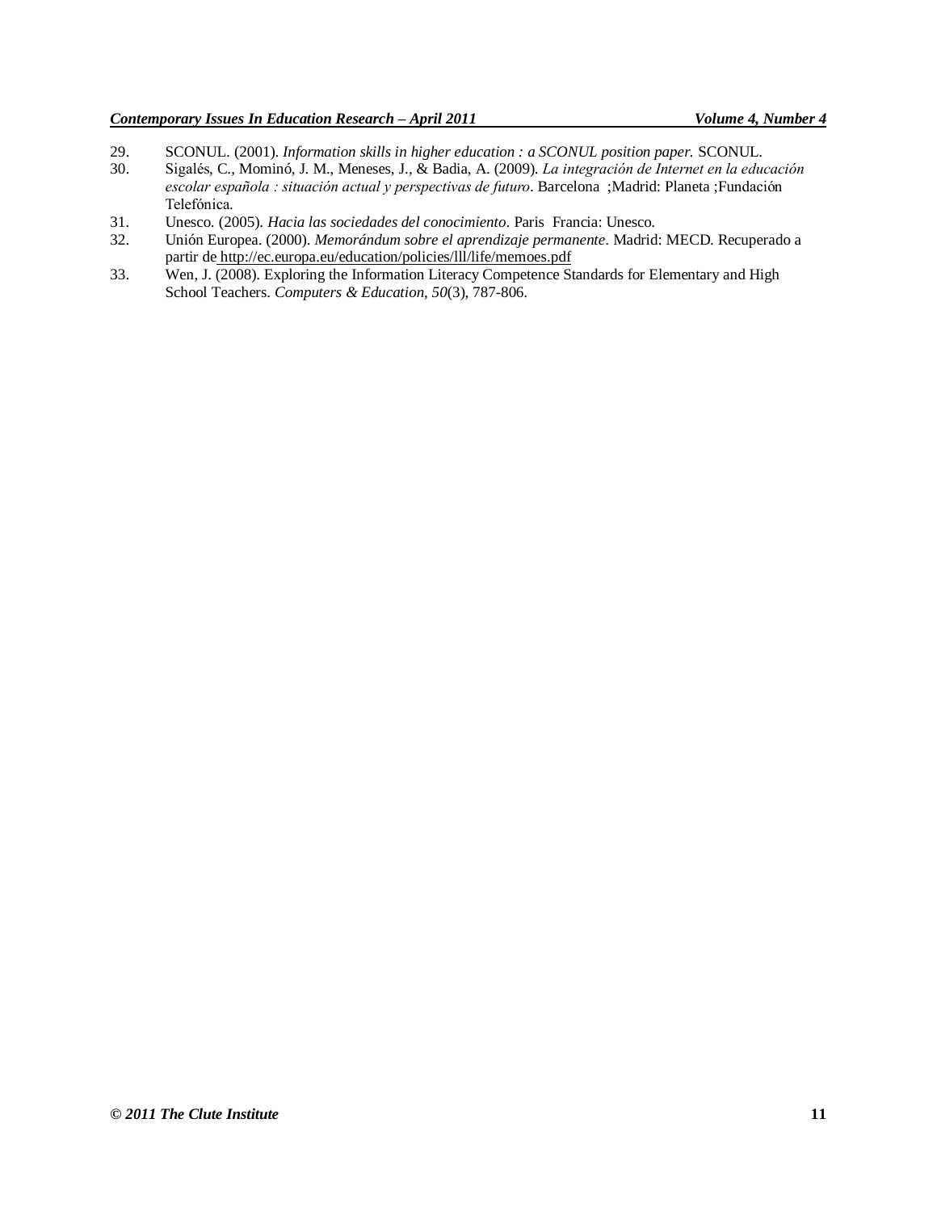29. SCONUL. (2001). *Information skills in higher education : a SCONUL position paper.* SCONUL.
30. Sigalés, C., Mominó, J. M., Meneses, J., & Badia, A. (2009). *La integración de Internet en la educación escolar española : situación actual y perspectivas de futuro*. Barcelona ;Madrid: Planeta ;Fundación Telefónica.
31. Unesco. (2005). *Hacia las sociedades del conocimiento*. Paris Francia: Unesco.
32. Unión Europea. (2000). *Memorándum sobre el aprendizaje permanente*. Madrid: MECD. Recuperado a partir de http://ec.europa.eu/education/policies/lll/life/memoes.pdf
33. Wen, J. (2008). Exploring the Information Literacy Competence Standards for Elementary and High School Teachers. *Computers & Education*, *50*(3), 787-806.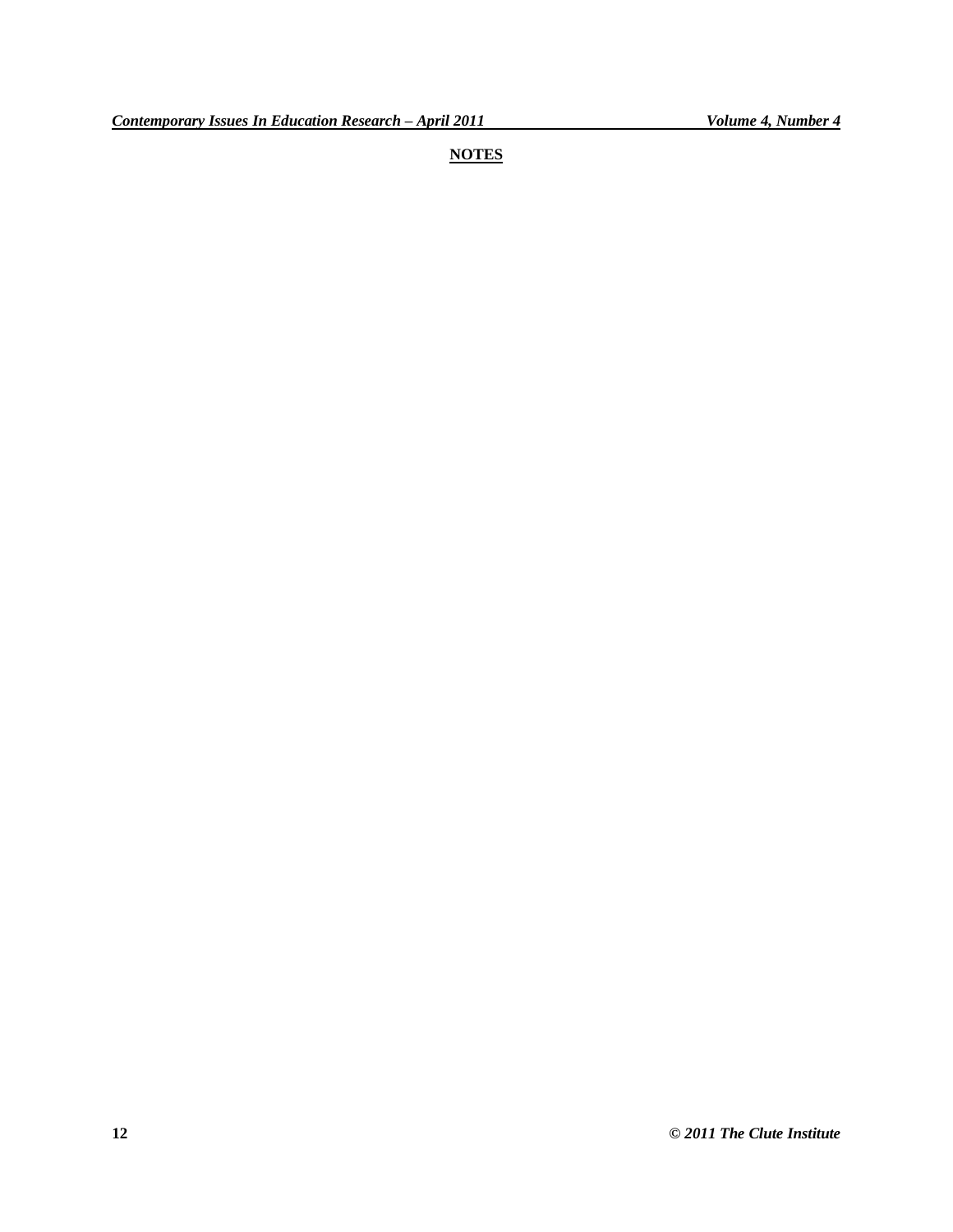**NOTES**